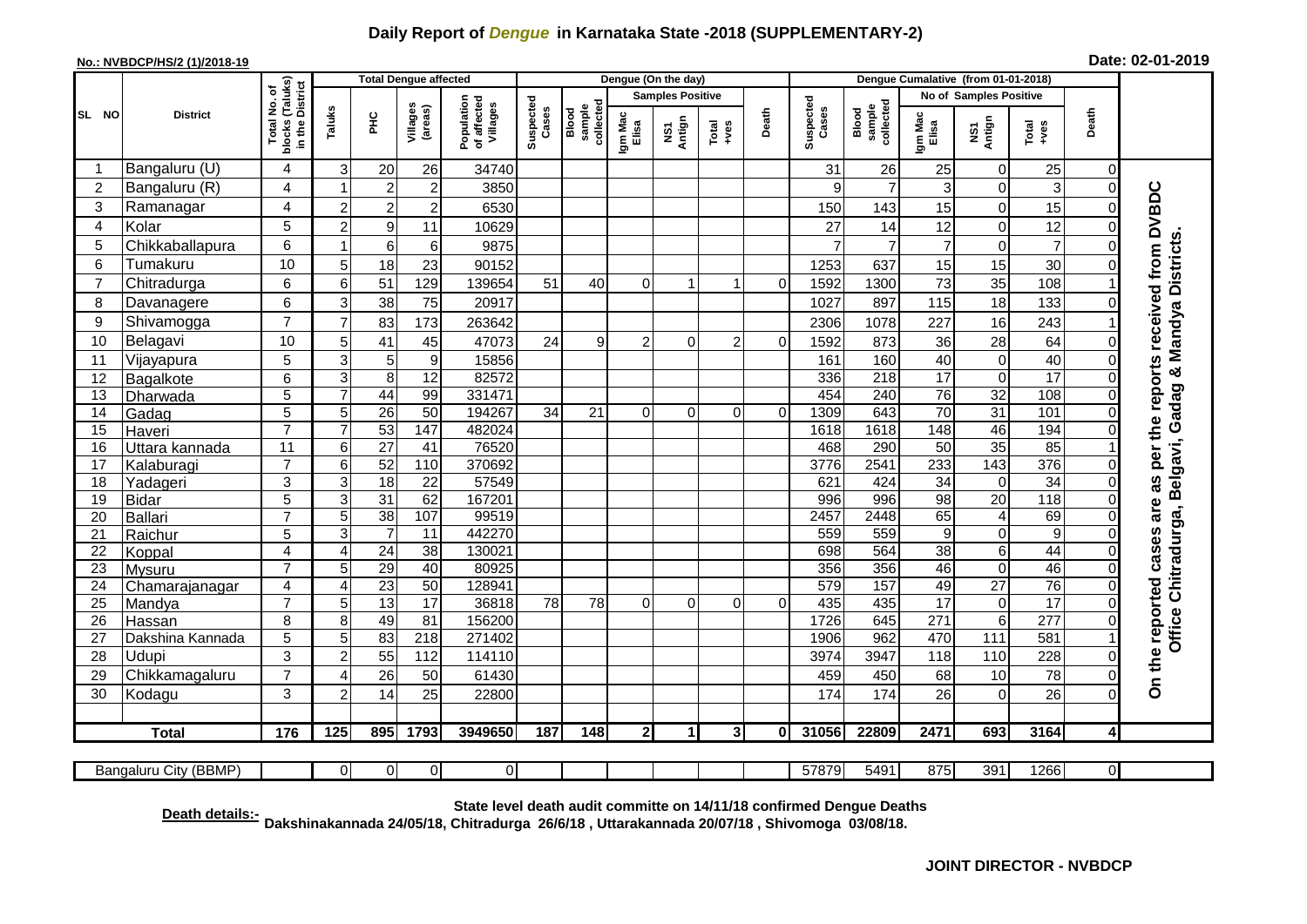# Daily Report of *Dengue* in Karnataka State -2018 (SUPPLEMENTARY-2)

**No.: NVBDCP/HS/2 (1)/2018-19**

**Date: 02-01-2019**

| SL NO | District | Total No. of blocks (Taluks) in the District | Total Dengue affected | | | | Dengue (On the day) | | | | | | | Dengue Cumalative (from 01-01-2018) | | | | | | | |
|---|---|---|---|---|---|---|---|---|---|---|---|---|---|---|---|---|---|---|---|---|
| | | | Taluks | PHC | Villages (areas) | Population of affected Villages | Suspected Cases | Blood sample collected | Samples Positive | | | Death | Suspected Cases | Blood sample collected | No of Samples Positive | | | Death | |
| | | | | | | | | | Igm Mac Elisa | NS1 Antign | Total +ves | | | | Igm Mac Elisa | NS1 Antign | Total +ves | | |
| 1 | Bangaluru (U) | 4 | 3 | 20 | 26 | 34740 | | | | | | | 31 | 26 | 25 | 0 | 25 | 0 | On the reported cases are as per the reports received from DVBDC Office Chitradurga, Belgavi, Gadag & Mandya Districts. |
| 2 | Bangaluru (R) | 4 | 1 | 2 | 2 | 3850 | | | | | | | 9 | 7 | 3 | 0 | 3 | 0 | |
| 3 | Ramanagar | 4 | 2 | 2 | 2 | 6530 | | | | | | | 150 | 143 | 15 | 0 | 15 | 0 | |
| 4 | Kolar | 5 | 2 | 9 | 11 | 10629 | | | | | | | 27 | 14 | 12 | 0 | 12 | 0 | |
| 5 | Chikkaballapura | 6 | 1 | 6 | 6 | 9875 | | | | | | | 7 | 7 | 7 | 0 | 7 | 0 | |
| 6 | Tumakuru | 10 | 5 | 18 | 23 | 90152 | | | | | | | 1253 | 637 | 15 | 15 | 30 | 0 | |
| 7 | Chitradurga | 6 | 6 | 51 | 129 | 139654 | 51 | 40 | 0 | 1 | 1 | 0 | 1592 | 1300 | 73 | 35 | 108 | 1 | |
| 8 | Davanagere | 6 | 3 | 38 | 75 | 20917 | | | | | | | 1027 | 897 | 115 | 18 | 133 | 0 | |
| 9 | Shivamogga | 7 | 7 | 83 | 173 | 263642 | | | | | | | 2306 | 1078 | 227 | 16 | 243 | 1 | |
| 10 | Belagavi | 10 | 5 | 41 | 45 | 47073 | 24 | 9 | 2 | 0 | 2 | 0 | 1592 | 873 | 36 | 28 | 64 | 0 | |
| 11 | Vijayapura | 5 | 3 | 5 | 9 | 15856 | | | | | | | 161 | 160 | 40 | 0 | 40 | 0 | |
| 12 | Bagalkote | 6 | 3 | 8 | 12 | 82572 | | | | | | | 336 | 218 | 17 | 0 | 17 | 0 | |
| 13 | Dharwada | 5 | 7 | 44 | 99 | 331471 | | | | | | | 454 | 240 | 76 | 32 | 108 | 0 | |
| 14 | Gadag | 5 | 5 | 26 | 50 | 194267 | 34 | 21 | 0 | 0 | 0 | 0 | 1309 | 643 | 70 | 31 | 101 | 0 | |
| 15 | Haveri | 7 | 7 | 53 | 147 | 482024 | | | | | | | 1618 | 1618 | 148 | 46 | 194 | 0 | |
| 16 | Uttara kannada | 11 | 6 | 27 | 41 | 76520 | | | | | | | 468 | 290 | 50 | 35 | 85 | 1 | |
| 17 | Kalaburagi | 7 | 6 | 52 | 110 | 370692 | | | | | | | 3776 | 2541 | 233 | 143 | 376 | 0 | |
| 18 | Yadageri | 3 | 3 | 18 | 22 | 57549 | | | | | | | 621 | 424 | 34 | 0 | 34 | 0 | |
| 19 | Bidar | 5 | 3 | 31 | 62 | 167201 | | | | | | | 996 | 996 | 98 | 20 | 118 | 0 | |
| 20 | Ballari | 7 | 5 | 38 | 107 | 99519 | | | | | | | 2457 | 2448 | 65 | 4 | 69 | 0 | |
| 21 | Raichur | 5 | 3 | 7 | 11 | 442270 | | | | | | | 559 | 559 | 9 | 0 | 9 | 0 | |
| 22 | Koppal | 4 | 4 | 24 | 38 | 130021 | | | | | | | 698 | 564 | 38 | 6 | 44 | 0 | |
| 23 | Mysuru | 7 | 5 | 29 | 40 | 80925 | | | | | | | 356 | 356 | 46 | 0 | 46 | 0 | |
| 24 | Chamarajanagar | 4 | 4 | 23 | 50 | 128941 | | | | | | | 579 | 157 | 49 | 27 | 76 | 0 | |
| 25 | Mandya | 7 | 5 | 13 | 17 | 36818 | 78 | 78 | 0 | 0 | 0 | 0 | 435 | 435 | 17 | 0 | 17 | 0 | |
| 26 | Hassan | 8 | 8 | 49 | 81 | 156200 | | | | | | | 1726 | 645 | 271 | 6 | 277 | 0 | |
| 27 | Dakshina Kannada | 5 | 5 | 83 | 218 | 271402 | | | | | | | 1906 | 962 | 470 | 111 | 581 | 1 | |
| 28 | Udupi | 3 | 2 | 55 | 112 | 114110 | | | | | | | 3974 | 3947 | 118 | 110 | 228 | 0 | |
| 29 | Chikkamagaluru | 7 | 4 | 26 | 50 | 61430 | | | | | | | 459 | 450 | 68 | 10 | 78 | 0 | |
| 30 | Kodagu | 3 | 2 | 14 | 25 | 22800 | | | | | | | 174 | 174 | 26 | 0 | 26 | 0 | |
| | **Total** | **176** | **125** | **895** | **1793** | **3949650** | **187** | **148** | **2** | **1** | **3** | **0** | **31056** | **22809** | **2471** | **693** | **3164** | **4** | |
| | Bangaluru City (BBMP) | | 0 | 0 | 0 | 0 | | | | | | | 57879 | 5491 | 875 | 391 | 1266 | 0 | |

**Death details:-** **State level death audit committe on 14/11/18 confirmed Dengue Deaths Dakshinakannada 24/05/18, Chitradurga 26/6/18 , Uttarakannada 20/07/18 , Shivomoga 03/08/18.**

**JOINT DIRECTOR - NVBDCP**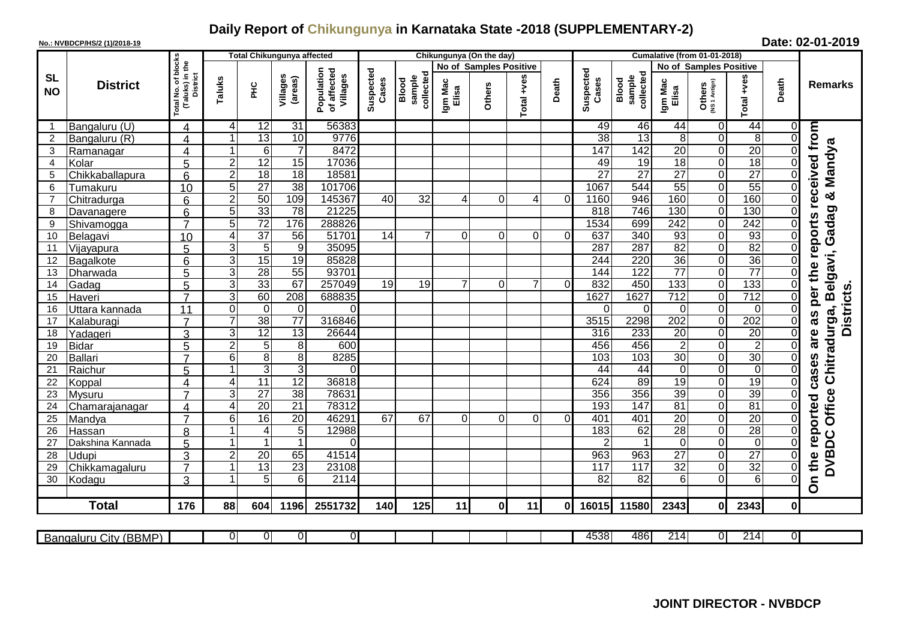# Daily Report of Chikungunya in Karnataka State -2018 (SUPPLEMENTARY-2)

**No.: NVBDCP/HS/2 (1)/2018-19**

**Date: 02-01-2019**

| SL NO | District | Total No. of blocks (Taluks) in the District | Total Chikungunya affected | | | | Chikungunya (On the day) | | | | | | | Cumalative (from 01-01-2018) | | | | | | | Remarks |
|---|---|---|---|---|---|---|---|---|---|---|---|---|---|---|---|---|---|---|---|---|---|
| | | | Taluks | PHC | Villages (areas) | Population of affected Villages | Suspected Cases | Blood sample collected | No of Samples Positive | | | Death | Suspected Cases | Blood sample collected | No of Samples Positive | | | Death | |
| | | | | | | | | | Igm Mac Elisa | Others | Total +ves | | | | Igm Mac Elisa | Others (NS1 Antign) | Total +ves | | |
| 1 | Bangaluru (U) | 4 | 4 | 12 | 31 | 56383 | | | | | | | 49 | 46 | 44 | 0 | 44 | 0 | On the reported cases are as per the reports received from DVBDC Office Chitradurga, Belgavi, Gadag & Mandya Districts. |
| 2 | Bangaluru (R) | 4 | 1 | 13 | 10 | 9776 | | | | | | | 38 | 13 | 8 | 0 | 8 | 0 | |
| 3 | Ramanagar | 4 | 1 | 6 | 7 | 8472 | | | | | | | 147 | 142 | 20 | 0 | 20 | 0 | |
| 4 | Kolar | 5 | 2 | 12 | 15 | 17036 | | | | | | | 49 | 19 | 18 | 0 | 18 | 0 | |
| 5 | Chikkaballapura | 6 | 2 | 18 | 18 | 18581 | | | | | | | 27 | 27 | 27 | 0 | 27 | 0 | |
| 6 | Tumakuru | 10 | 5 | 27 | 38 | 101706 | | | | | | | 1067 | 544 | 55 | 0 | 55 | 0 | |
| 7 | Chitradurga | 6 | 2 | 50 | 109 | 145367 | 40 | 32 | 4 | 0 | 4 | 0 | 1160 | 946 | 160 | 0 | 160 | 0 | |
| 8 | Davanagere | 6 | 5 | 33 | 78 | 21225 | | | | | | | 818 | 746 | 130 | 0 | 130 | 0 | |
| 9 | Shivamogga | 7 | 5 | 72 | 176 | 288826 | | | | | | | 1534 | 699 | 242 | 0 | 242 | 0 | |
| 10 | Belagavi | 10 | 4 | 37 | 56 | 51701 | 14 | 7 | 0 | 0 | 0 | 0 | 637 | 340 | 93 | 0 | 93 | 0 | |
| 11 | Vijayapura | 5 | 3 | 5 | 9 | 35095 | | | | | | | 287 | 287 | 82 | 0 | 82 | 0 | |
| 12 | Bagalkote | 6 | 3 | 15 | 19 | 85828 | | | | | | | 244 | 220 | 36 | 0 | 36 | 0 | |
| 13 | Dharwada | 5 | 3 | 28 | 55 | 93701 | | | | | | | 144 | 122 | 77 | 0 | 77 | 0 | |
| 14 | Gadag | 5 | 3 | 33 | 67 | 257049 | 19 | 19 | 7 | 0 | 7 | 0 | 832 | 450 | 133 | 0 | 133 | 0 | |
| 15 | Haveri | 7 | 3 | 60 | 208 | 688835 | | | | | | | 1627 | 1627 | 712 | 0 | 712 | 0 | |
| 16 | Uttara kannada | 11 | 0 | 0 | 0 | 0 | | | | | | | 0 | 0 | 0 | 0 | 0 | 0 | |
| 17 | Kalaburagi | 7 | 7 | 38 | 77 | 316846 | | | | | | | 3515 | 2298 | 202 | 0 | 202 | 0 | |
| 18 | Yadageri | 3 | 3 | 12 | 13 | 26644 | | | | | | | 316 | 233 | 20 | 0 | 20 | 0 | |
| 19 | Bidar | 5 | 2 | 5 | 8 | 600 | | | | | | | 456 | 456 | 2 | 0 | 2 | 0 | |
| 20 | Ballari | 7 | 6 | 8 | 8 | 8285 | | | | | | | 103 | 103 | 30 | 0 | 30 | 0 | |
| 21 | Raichur | 5 | 1 | 3 | 3 | 0 | | | | | | | 44 | 44 | 0 | 0 | 0 | 0 | |
| 22 | Koppal | 4 | 4 | 11 | 12 | 36818 | | | | | | | 624 | 89 | 19 | 0 | 19 | 0 | |
| 23 | Mysuru | 7 | 3 | 27 | 38 | 78631 | | | | | | | 356 | 356 | 39 | 0 | 39 | 0 | |
| 24 | Chamarajanagar | 4 | 4 | 20 | 21 | 78312 | | | | | | | 193 | 147 | 81 | 0 | 81 | 0 | |
| 25 | Mandya | 7 | 6 | 16 | 20 | 46291 | 67 | 67 | 0 | 0 | 0 | 0 | 401 | 401 | 20 | 0 | 20 | 0 | |
| 26 | Hassan | 8 | 1 | 4 | 5 | 12988 | | | | | | | 183 | 62 | 28 | 0 | 28 | 0 | |
| 27 | Dakshina Kannada | 5 | 1 | 1 | 1 | 0 | | | | | | | 2 | 1 | 0 | 0 | 0 | 0 | |
| 28 | Udupi | 3 | 2 | 20 | 65 | 41514 | | | | | | | 963 | 963 | 27 | 0 | 27 | 0 | |
| 29 | Chikkamagaluru | 7 | 1 | 13 | 23 | 23108 | | | | | | | 117 | 117 | 32 | 0 | 32 | 0 | |
| 30 | Kodagu | 3 | 1 | 5 | 6 | 2114 | | | | | | | 82 | 82 | 6 | 0 | 6 | 0 | |
| | **Total** | **176** | **88** | **604** | **1196** | **2551732** | **140** | **125** | **11** | **0** | **11** | **0** | **16015** | **11580** | **2343** | **0** | **2343** | **0** | |

| | | | | | | | | | | | | | | | | | | |
|---|---|---|---|---|---|---|---|---|---|---|---|---|---|---|---|---|---|---|
| Bangaluru City (BBMP) | | 0 | 0 | 0 | 0 | | | | | | | 4538 | 486 | 214 | 0 | 214 | 0 | |

**JOINT DIRECTOR - NVBDCP**